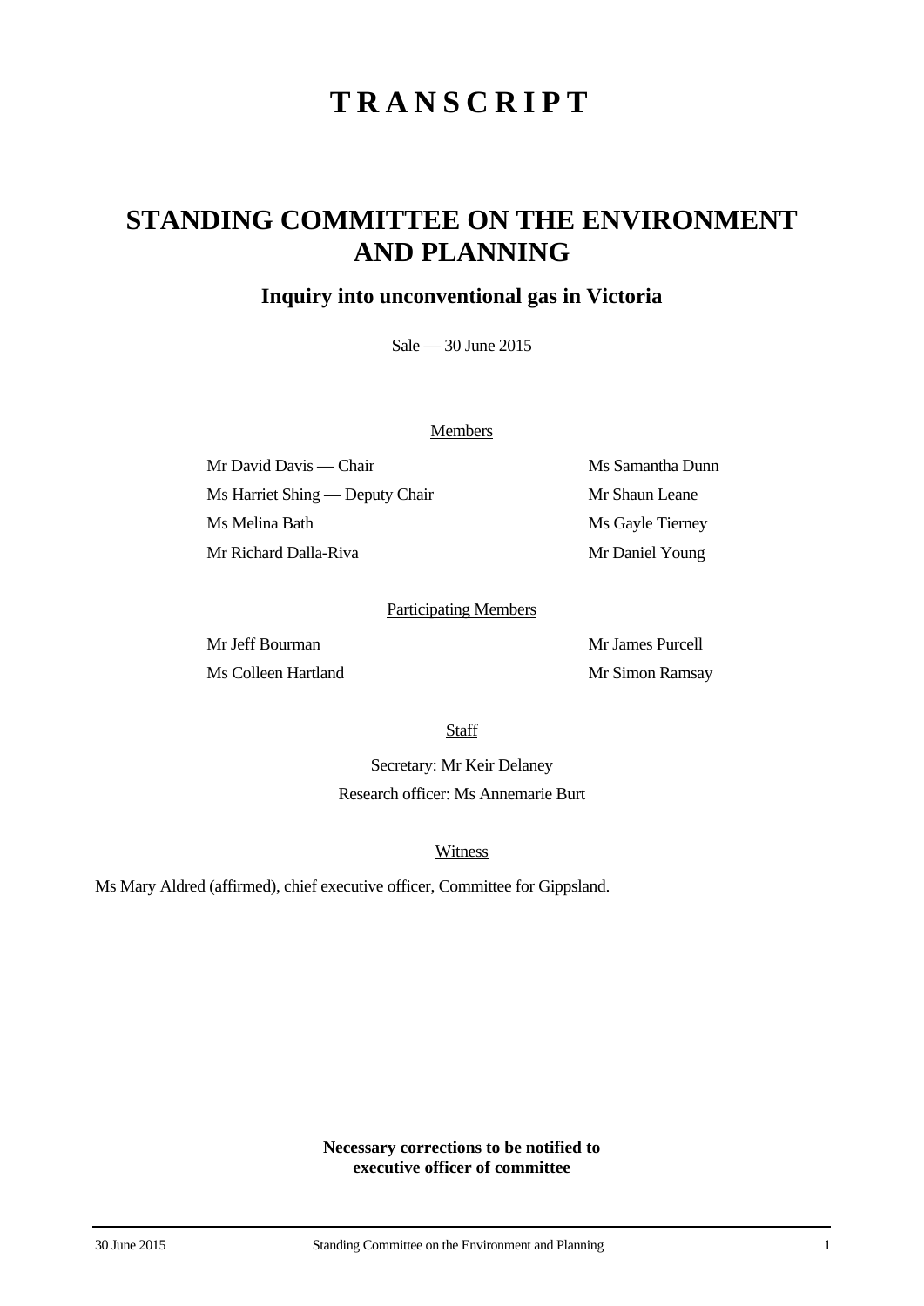# TRANSCRIPT

## STANDING COMMITTEE ON THE ENVIRONMENT AND PLANNING

### Inquiry into unconventional gas in Victoria

Sale — 30 June 2015

Members

Mr David Davis — Chair

Ms Harriet Shing — Deputy Chair

Ms Melina Bath

Mr Richard Dalla-Riva

Ms Samantha Dunn

Mr Shaun Leane

Ms Gayle Tierney

Mr Daniel Young

Participating Members

Mr Jeff Bourman

Ms Colleen Hartland

Mr James Purcell

Mr Simon Ramsay

Staff

Secretary: Mr Keir Delaney

Research officer: Ms Annemarie Burt

Witness

Ms Mary Aldred (affirmed), chief executive officer, Committee for Gippsland.

**Necessary corrections to be notified to executive officer of committee**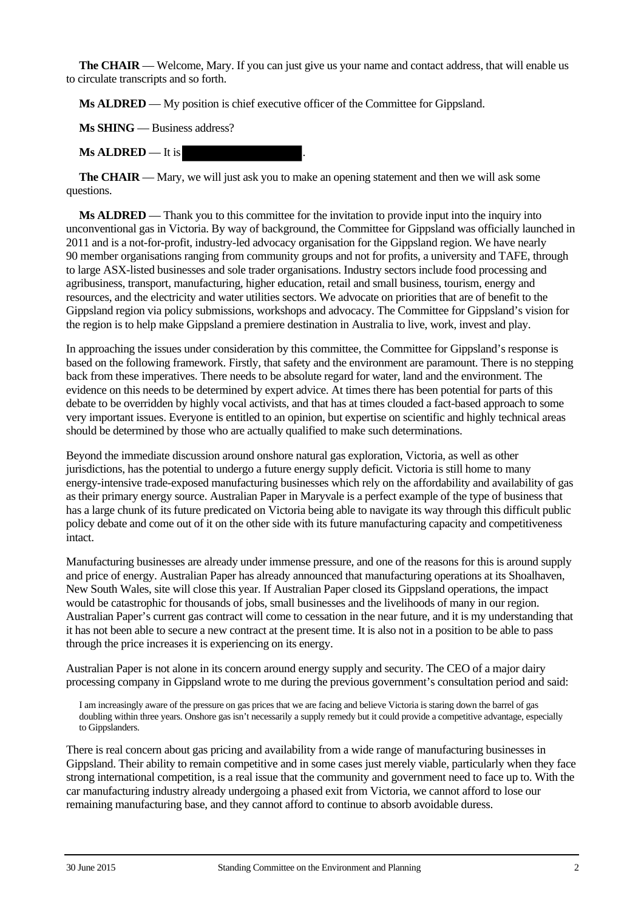**The CHAIR** — Welcome, Mary. If you can just give us your name and contact address, that will enable us to circulate transcripts and so forth.

**Ms ALDRED** — My position is chief executive officer of the Committee for Gippsland.

**Ms SHING** — Business address?

**Ms ALDRED** — It is .

**The CHAIR** — Mary, we will just ask you to make an opening statement and then we will ask some questions.

**Ms ALDRED** — Thank you to this committee for the invitation to provide input into the inquiry into unconventional gas in Victoria. By way of background, the Committee for Gippsland was officially launched in 2011 and is a not-for-profit, industry-led advocacy organisation for the Gippsland region. We have nearly 90 member organisations ranging from community groups and not for profits, a university and TAFE, through to large ASX-listed businesses and sole trader organisations. Industry sectors include food processing and agribusiness, transport, manufacturing, higher education, retail and small business, tourism, energy and resources, and the electricity and water utilities sectors. We advocate on priorities that are of benefit to the Gippsland region via policy submissions, workshops and advocacy. The Committee for Gippsland's vision for the region is to help make Gippsland a premiere destination in Australia to live, work, invest and play.

In approaching the issues under consideration by this committee, the Committee for Gippsland's response is based on the following framework. Firstly, that safety and the environment are paramount. There is no stepping back from these imperatives. There needs to be absolute regard for water, land and the environment. The evidence on this needs to be determined by expert advice. At times there has been potential for parts of this debate to be overridden by highly vocal activists, and that has at times clouded a fact-based approach to some very important issues. Everyone is entitled to an opinion, but expertise on scientific and highly technical areas should be determined by those who are actually qualified to make such determinations.

Beyond the immediate discussion around onshore natural gas exploration, Victoria, as well as other jurisdictions, has the potential to undergo a future energy supply deficit. Victoria is still home to many energy-intensive trade-exposed manufacturing businesses which rely on the affordability and availability of gas as their primary energy source. Australian Paper in Maryvale is a perfect example of the type of business that has a large chunk of its future predicated on Victoria being able to navigate its way through this difficult public policy debate and come out of it on the other side with its future manufacturing capacity and competitiveness intact.

Manufacturing businesses are already under immense pressure, and one of the reasons for this is around supply and price of energy. Australian Paper has already announced that manufacturing operations at its Shoalhaven, New South Wales, site will close this year. If Australian Paper closed its Gippsland operations, the impact would be catastrophic for thousands of jobs, small businesses and the livelihoods of many in our region. Australian Paper's current gas contract will come to cessation in the near future, and it is my understanding that it has not been able to secure a new contract at the present time. It is also not in a position to be able to pass through the price increases it is experiencing on its energy.

Australian Paper is not alone in its concern around energy supply and security. The CEO of a major dairy processing company in Gippsland wrote to me during the previous government's consultation period and said:

> I am increasingly aware of the pressure on gas prices that we are facing and believe Victoria is staring down the barrel of gas doubling within three years. Onshore gas isn't necessarily a supply remedy but it could provide a competitive advantage, especially to Gippslanders.

There is real concern about gas pricing and availability from a wide range of manufacturing businesses in Gippsland. Their ability to remain competitive and in some cases just merely viable, particularly when they face strong international competition, is a real issue that the community and government need to face up to. With the car manufacturing industry already undergoing a phased exit from Victoria, we cannot afford to lose our remaining manufacturing base, and they cannot afford to continue to absorb avoidable duress.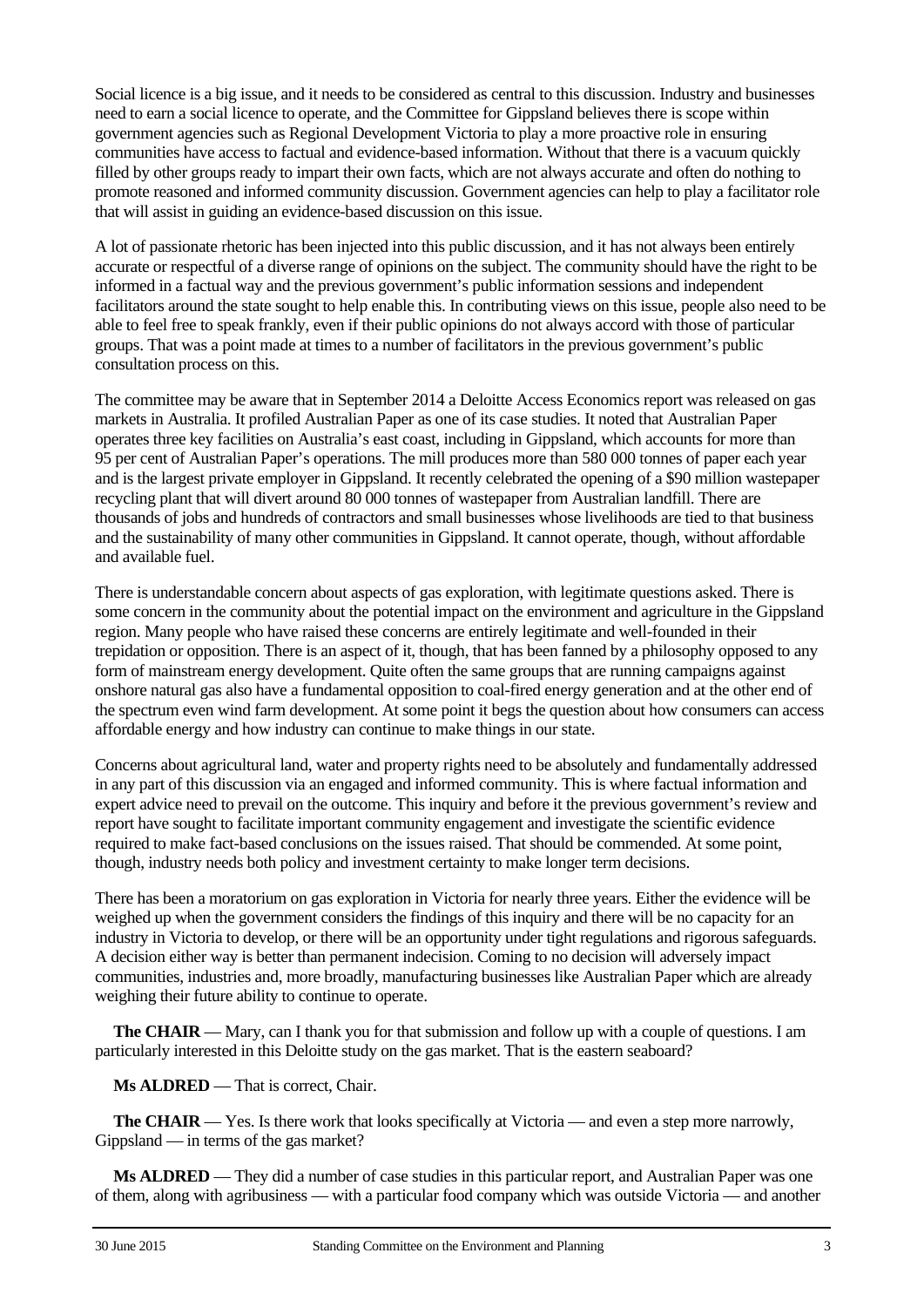Social licence is a big issue, and it needs to be considered as central to this discussion. Industry and businesses need to earn a social licence to operate, and the Committee for Gippsland believes there is scope within government agencies such as Regional Development Victoria to play a more proactive role in ensuring communities have access to factual and evidence-based information. Without that there is a vacuum quickly filled by other groups ready to impart their own facts, which are not always accurate and often do nothing to promote reasoned and informed community discussion. Government agencies can help to play a facilitator role that will assist in guiding an evidence-based discussion on this issue.

A lot of passionate rhetoric has been injected into this public discussion, and it has not always been entirely accurate or respectful of a diverse range of opinions on the subject. The community should have the right to be informed in a factual way and the previous government's public information sessions and independent facilitators around the state sought to help enable this. In contributing views on this issue, people also need to be able to feel free to speak frankly, even if their public opinions do not always accord with those of particular groups. That was a point made at times to a number of facilitators in the previous government's public consultation process on this.

The committee may be aware that in September 2014 a Deloitte Access Economics report was released on gas markets in Australia. It profiled Australian Paper as one of its case studies. It noted that Australian Paper operates three key facilities on Australia's east coast, including in Gippsland, which accounts for more than 95 per cent of Australian Paper's operations. The mill produces more than 580 000 tonnes of paper each year and is the largest private employer in Gippsland. It recently celebrated the opening of a $90 million wastepaper recycling plant that will divert around 80 000 tonnes of wastepaper from Australian landfill. There are thousands of jobs and hundreds of contractors and small businesses whose livelihoods are tied to that business and the sustainability of many other communities in Gippsland. It cannot operate, though, without affordable and available fuel.

There is understandable concern about aspects of gas exploration, with legitimate questions asked. There is some concern in the community about the potential impact on the environment and agriculture in the Gippsland region. Many people who have raised these concerns are entirely legitimate and well-founded in their trepidation or opposition. There is an aspect of it, though, that has been fanned by a philosophy opposed to any form of mainstream energy development. Quite often the same groups that are running campaigns against onshore natural gas also have a fundamental opposition to coal-fired energy generation and at the other end of the spectrum even wind farm development. At some point it begs the question about how consumers can access affordable energy and how industry can continue to make things in our state.

Concerns about agricultural land, water and property rights need to be absolutely and fundamentally addressed in any part of this discussion via an engaged and informed community. This is where factual information and expert advice need to prevail on the outcome. This inquiry and before it the previous government's review and report have sought to facilitate important community engagement and investigate the scientific evidence required to make fact-based conclusions on the issues raised. That should be commended. At some point, though, industry needs both policy and investment certainty to make longer term decisions.

There has been a moratorium on gas exploration in Victoria for nearly three years. Either the evidence will be weighed up when the government considers the findings of this inquiry and there will be no capacity for an industry in Victoria to develop, or there will be an opportunity under tight regulations and rigorous safeguards. A decision either way is better than permanent indecision. Coming to no decision will adversely impact communities, industries and, more broadly, manufacturing businesses like Australian Paper which are already weighing their future ability to continue to operate.

**The CHAIR** — Mary, can I thank you for that submission and follow up with a couple of questions. I am particularly interested in this Deloitte study on the gas market. That is the eastern seaboard?

**Ms ALDRED** — That is correct, Chair.

**The CHAIR** — Yes. Is there work that looks specifically at Victoria — and even a step more narrowly, Gippsland — in terms of the gas market?

**Ms ALDRED** — They did a number of case studies in this particular report, and Australian Paper was one of them, along with agribusiness — with a particular food company which was outside Victoria — and another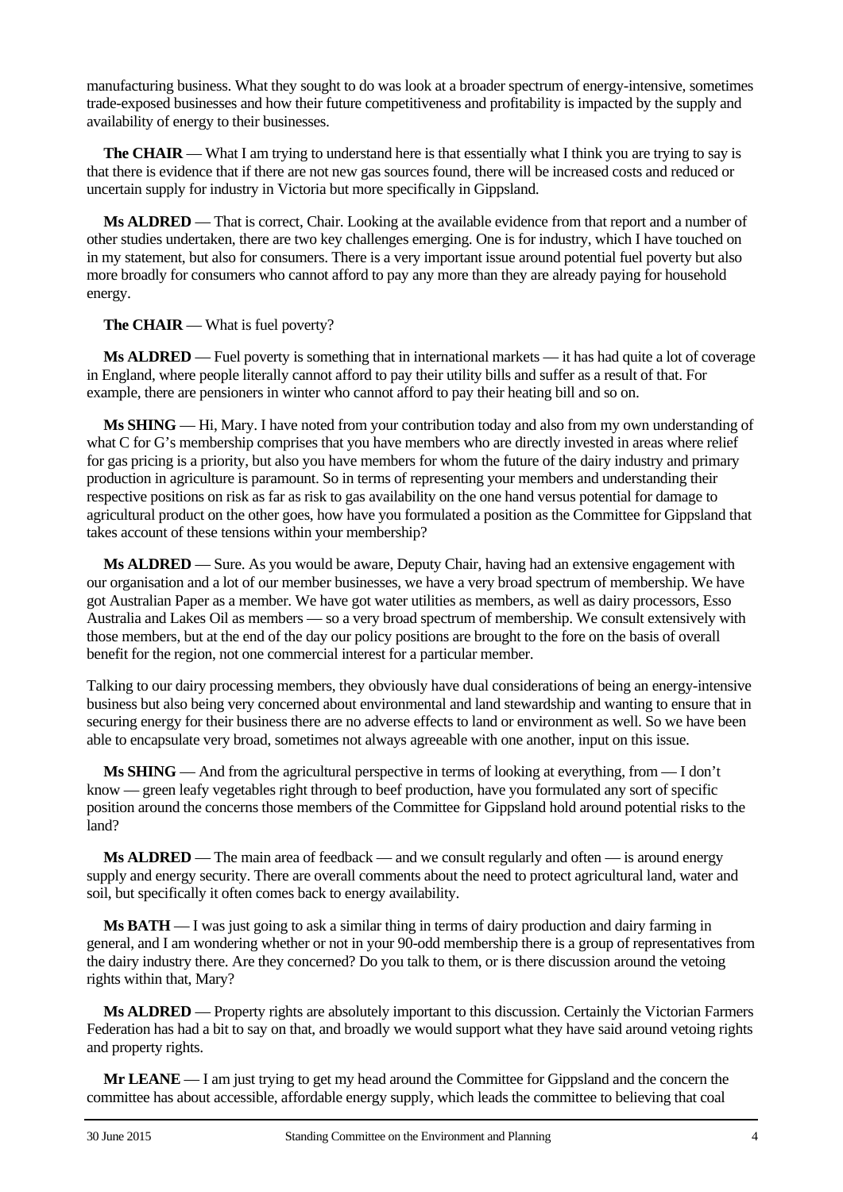manufacturing business. What they sought to do was look at a broader spectrum of energy-intensive, sometimes trade-exposed businesses and how their future competitiveness and profitability is impacted by the supply and availability of energy to their businesses.

**The CHAIR** — What I am trying to understand here is that essentially what I think you are trying to say is that there is evidence that if there are not new gas sources found, there will be increased costs and reduced or uncertain supply for industry in Victoria but more specifically in Gippsland.

**Ms ALDRED** — That is correct, Chair. Looking at the available evidence from that report and a number of other studies undertaken, there are two key challenges emerging. One is for industry, which I have touched on in my statement, but also for consumers. There is a very important issue around potential fuel poverty but also more broadly for consumers who cannot afford to pay any more than they are already paying for household energy.

**The CHAIR** — What is fuel poverty?

**Ms ALDRED** — Fuel poverty is something that in international markets — it has had quite a lot of coverage in England, where people literally cannot afford to pay their utility bills and suffer as a result of that. For example, there are pensioners in winter who cannot afford to pay their heating bill and so on.

**Ms SHING** — Hi, Mary. I have noted from your contribution today and also from my own understanding of what C for G's membership comprises that you have members who are directly invested in areas where relief for gas pricing is a priority, but also you have members for whom the future of the dairy industry and primary production in agriculture is paramount. So in terms of representing your members and understanding their respective positions on risk as far as risk to gas availability on the one hand versus potential for damage to agricultural product on the other goes, how have you formulated a position as the Committee for Gippsland that takes account of these tensions within your membership?

**Ms ALDRED** — Sure. As you would be aware, Deputy Chair, having had an extensive engagement with our organisation and a lot of our member businesses, we have a very broad spectrum of membership. We have got Australian Paper as a member. We have got water utilities as members, as well as dairy processors, Esso Australia and Lakes Oil as members — so a very broad spectrum of membership. We consult extensively with those members, but at the end of the day our policy positions are brought to the fore on the basis of overall benefit for the region, not one commercial interest for a particular member.

Talking to our dairy processing members, they obviously have dual considerations of being an energy-intensive business but also being very concerned about environmental and land stewardship and wanting to ensure that in securing energy for their business there are no adverse effects to land or environment as well. So we have been able to encapsulate very broad, sometimes not always agreeable with one another, input on this issue.

**Ms SHING** — And from the agricultural perspective in terms of looking at everything, from — I don't know — green leafy vegetables right through to beef production, have you formulated any sort of specific position around the concerns those members of the Committee for Gippsland hold around potential risks to the land?

**Ms ALDRED** — The main area of feedback — and we consult regularly and often — is around energy supply and energy security. There are overall comments about the need to protect agricultural land, water and soil, but specifically it often comes back to energy availability.

**Ms BATH** — I was just going to ask a similar thing in terms of dairy production and dairy farming in general, and I am wondering whether or not in your 90-odd membership there is a group of representatives from the dairy industry there. Are they concerned? Do you talk to them, or is there discussion around the vetoing rights within that, Mary?

**Ms ALDRED** — Property rights are absolutely important to this discussion. Certainly the Victorian Farmers Federation has had a bit to say on that, and broadly we would support what they have said around vetoing rights and property rights.

**Mr LEANE** — I am just trying to get my head around the Committee for Gippsland and the concern the committee has about accessible, affordable energy supply, which leads the committee to believing that coal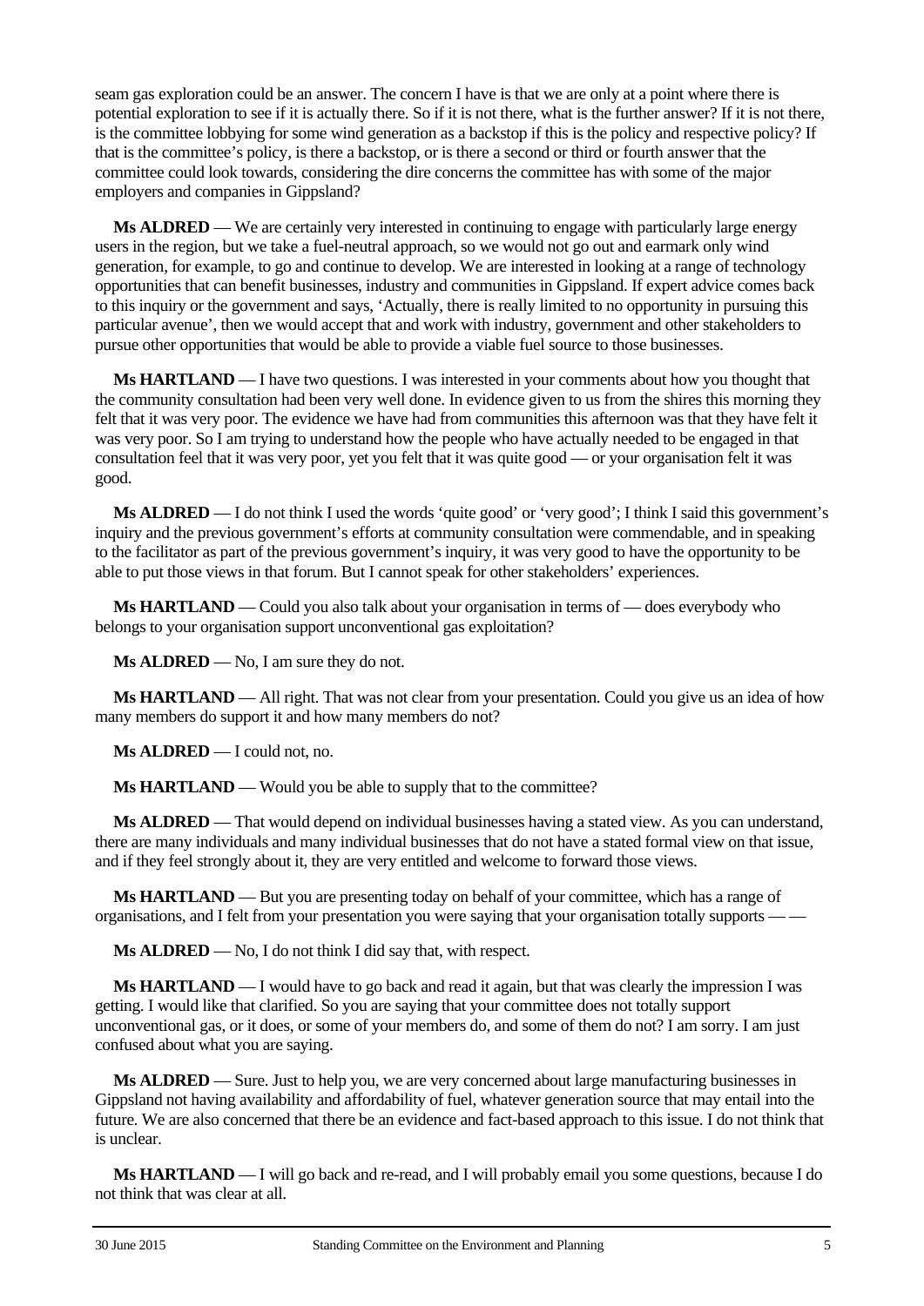seam gas exploration could be an answer. The concern I have is that we are only at a point where there is potential exploration to see if it is actually there. So if it is not there, what is the further answer? If it is not there, is the committee lobbying for some wind generation as a backstop if this is the policy and respective policy? If that is the committee's policy, is there a backstop, or is there a second or third or fourth answer that the committee could look towards, considering the dire concerns the committee has with some of the major employers and companies in Gippsland?

**Ms ALDRED** — We are certainly very interested in continuing to engage with particularly large energy users in the region, but we take a fuel-neutral approach, so we would not go out and earmark only wind generation, for example, to go and continue to develop. We are interested in looking at a range of technology opportunities that can benefit businesses, industry and communities in Gippsland. If expert advice comes back to this inquiry or the government and says, 'Actually, there is really limited to no opportunity in pursuing this particular avenue', then we would accept that and work with industry, government and other stakeholders to pursue other opportunities that would be able to provide a viable fuel source to those businesses.

**Ms HARTLAND** — I have two questions. I was interested in your comments about how you thought that the community consultation had been very well done. In evidence given to us from the shires this morning they felt that it was very poor. The evidence we have had from communities this afternoon was that they have felt it was very poor. So I am trying to understand how the people who have actually needed to be engaged in that consultation feel that it was very poor, yet you felt that it was quite good — or your organisation felt it was good.

**Ms ALDRED** — I do not think I used the words 'quite good' or 'very good'; I think I said this government's inquiry and the previous government's efforts at community consultation were commendable, and in speaking to the facilitator as part of the previous government's inquiry, it was very good to have the opportunity to be able to put those views in that forum. But I cannot speak for other stakeholders' experiences.

**Ms HARTLAND** — Could you also talk about your organisation in terms of — does everybody who belongs to your organisation support unconventional gas exploitation?

**Ms ALDRED** — No, I am sure they do not.

**Ms HARTLAND** — All right. That was not clear from your presentation. Could you give us an idea of how many members do support it and how many members do not?

**Ms ALDRED** — I could not, no.

**Ms HARTLAND** — Would you be able to supply that to the committee?

**Ms ALDRED** — That would depend on individual businesses having a stated view. As you can understand, there are many individuals and many individual businesses that do not have a stated formal view on that issue, and if they feel strongly about it, they are very entitled and welcome to forward those views.

**Ms HARTLAND** — But you are presenting today on behalf of your committee, which has a range of organisations, and I felt from your presentation you were saying that your organisation totally supports — —

**Ms ALDRED** — No, I do not think I did say that, with respect.

**Ms HARTLAND** — I would have to go back and read it again, but that was clearly the impression I was getting. I would like that clarified. So you are saying that your committee does not totally support unconventional gas, or it does, or some of your members do, and some of them do not? I am sorry. I am just confused about what you are saying.

**Ms ALDRED** — Sure. Just to help you, we are very concerned about large manufacturing businesses in Gippsland not having availability and affordability of fuel, whatever generation source that may entail into the future. We are also concerned that there be an evidence and fact-based approach to this issue. I do not think that is unclear.

**Ms HARTLAND** — I will go back and re-read, and I will probably email you some questions, because I do not think that was clear at all.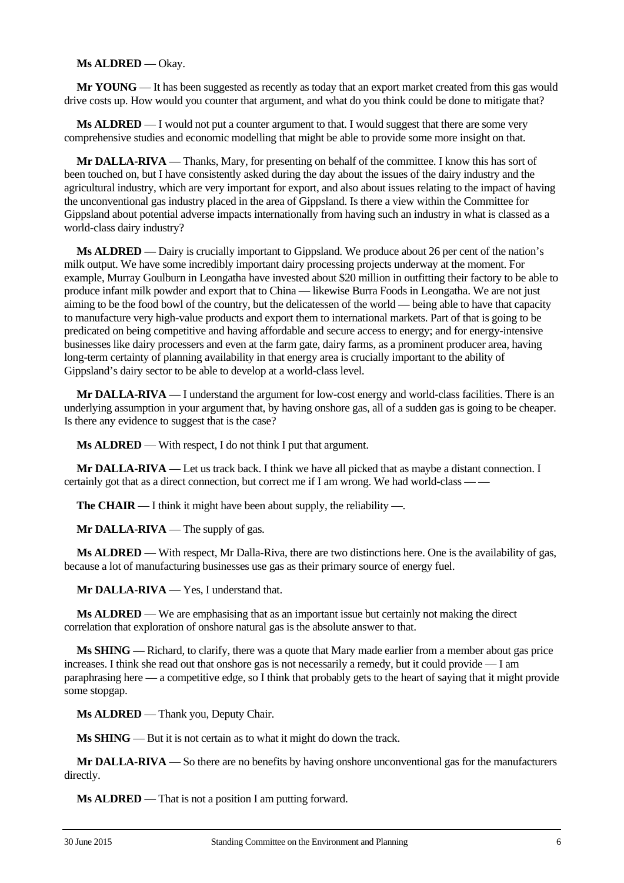**Ms ALDRED** — Okay.

**Mr YOUNG** — It has been suggested as recently as today that an export market created from this gas would drive costs up. How would you counter that argument, and what do you think could be done to mitigate that?

**Ms ALDRED** — I would not put a counter argument to that. I would suggest that there are some very comprehensive studies and economic modelling that might be able to provide some more insight on that.

**Mr DALLA-RIVA** — Thanks, Mary, for presenting on behalf of the committee. I know this has sort of been touched on, but I have consistently asked during the day about the issues of the dairy industry and the agricultural industry, which are very important for export, and also about issues relating to the impact of having the unconventional gas industry placed in the area of Gippsland. Is there a view within the Committee for Gippsland about potential adverse impacts internationally from having such an industry in what is classed as a world-class dairy industry?

**Ms ALDRED** — Dairy is crucially important to Gippsland. We produce about 26 per cent of the nation's milk output. We have some incredibly important dairy processing projects underway at the moment. For example, Murray Goulburn in Leongatha have invested about $20 million in outfitting their factory to be able to produce infant milk powder and export that to China — likewise Burra Foods in Leongatha. We are not just aiming to be the food bowl of the country, but the delicatessen of the world — being able to have that capacity to manufacture very high-value products and export them to international markets. Part of that is going to be predicated on being competitive and having affordable and secure access to energy; and for energy-intensive businesses like dairy processers and even at the farm gate, dairy farms, as a prominent producer area, having long-term certainty of planning availability in that energy area is crucially important to the ability of Gippsland's dairy sector to be able to develop at a world-class level.

**Mr DALLA-RIVA** — I understand the argument for low-cost energy and world-class facilities. There is an underlying assumption in your argument that, by having onshore gas, all of a sudden gas is going to be cheaper. Is there any evidence to suggest that is the case?

**Ms ALDRED** — With respect, I do not think I put that argument.

**Mr DALLA-RIVA** — Let us track back. I think we have all picked that as maybe a distant connection. I certainly got that as a direct connection, but correct me if I am wrong. We had world-class — —

**The CHAIR** — I think it might have been about supply, the reliability —.

**Mr DALLA-RIVA** — The supply of gas.

**Ms ALDRED** — With respect, Mr Dalla-Riva, there are two distinctions here. One is the availability of gas, because a lot of manufacturing businesses use gas as their primary source of energy fuel.

**Mr DALLA-RIVA** — Yes, I understand that.

**Ms ALDRED** — We are emphasising that as an important issue but certainly not making the direct correlation that exploration of onshore natural gas is the absolute answer to that.

**Ms SHING** — Richard, to clarify, there was a quote that Mary made earlier from a member about gas price increases. I think she read out that onshore gas is not necessarily a remedy, but it could provide — I am paraphrasing here — a competitive edge, so I think that probably gets to the heart of saying that it might provide some stopgap.

**Ms ALDRED** — Thank you, Deputy Chair.

**Ms SHING** — But it is not certain as to what it might do down the track.

**Mr DALLA-RIVA** — So there are no benefits by having onshore unconventional gas for the manufacturers directly.

**Ms ALDRED** — That is not a position I am putting forward.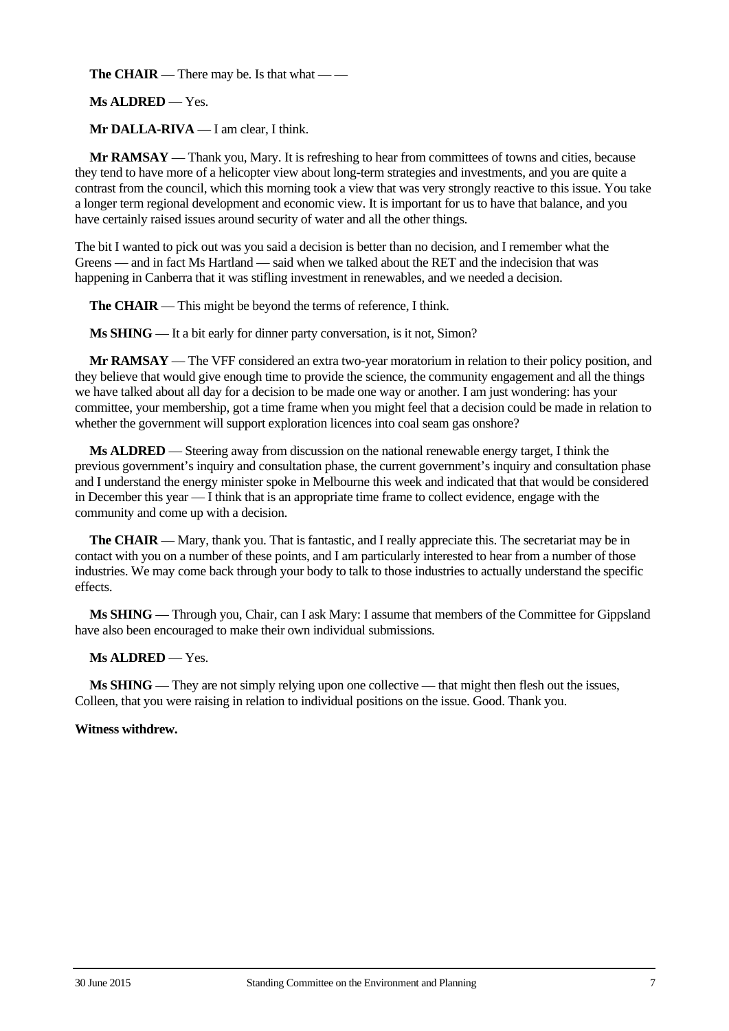**The CHAIR** — There may be. Is that what — —

**Ms ALDRED** — Yes.

**Mr DALLA-RIVA** — I am clear, I think.

**Mr RAMSAY** — Thank you, Mary. It is refreshing to hear from committees of towns and cities, because they tend to have more of a helicopter view about long-term strategies and investments, and you are quite a contrast from the council, which this morning took a view that was very strongly reactive to this issue. You take a longer term regional development and economic view. It is important for us to have that balance, and you have certainly raised issues around security of water and all the other things.

The bit I wanted to pick out was you said a decision is better than no decision, and I remember what the Greens — and in fact Ms Hartland — said when we talked about the RET and the indecision that was happening in Canberra that it was stifling investment in renewables, and we needed a decision.

**The CHAIR** — This might be beyond the terms of reference, I think.

**Ms SHING** — It a bit early for dinner party conversation, is it not, Simon?

**Mr RAMSAY** — The VFF considered an extra two-year moratorium in relation to their policy position, and they believe that would give enough time to provide the science, the community engagement and all the things we have talked about all day for a decision to be made one way or another. I am just wondering: has your committee, your membership, got a time frame when you might feel that a decision could be made in relation to whether the government will support exploration licences into coal seam gas onshore?

**Ms ALDRED** — Steering away from discussion on the national renewable energy target, I think the previous government's inquiry and consultation phase, the current government's inquiry and consultation phase and I understand the energy minister spoke in Melbourne this week and indicated that that would be considered in December this year — I think that is an appropriate time frame to collect evidence, engage with the community and come up with a decision.

**The CHAIR** — Mary, thank you. That is fantastic, and I really appreciate this. The secretariat may be in contact with you on a number of these points, and I am particularly interested to hear from a number of those industries. We may come back through your body to talk to those industries to actually understand the specific effects.

**Ms SHING** — Through you, Chair, can I ask Mary: I assume that members of the Committee for Gippsland have also been encouraged to make their own individual submissions.

**Ms ALDRED** — Yes.

**Ms SHING** — They are not simply relying upon one collective — that might then flesh out the issues, Colleen, that you were raising in relation to individual positions on the issue. Good. Thank you.

**Witness withdrew.**